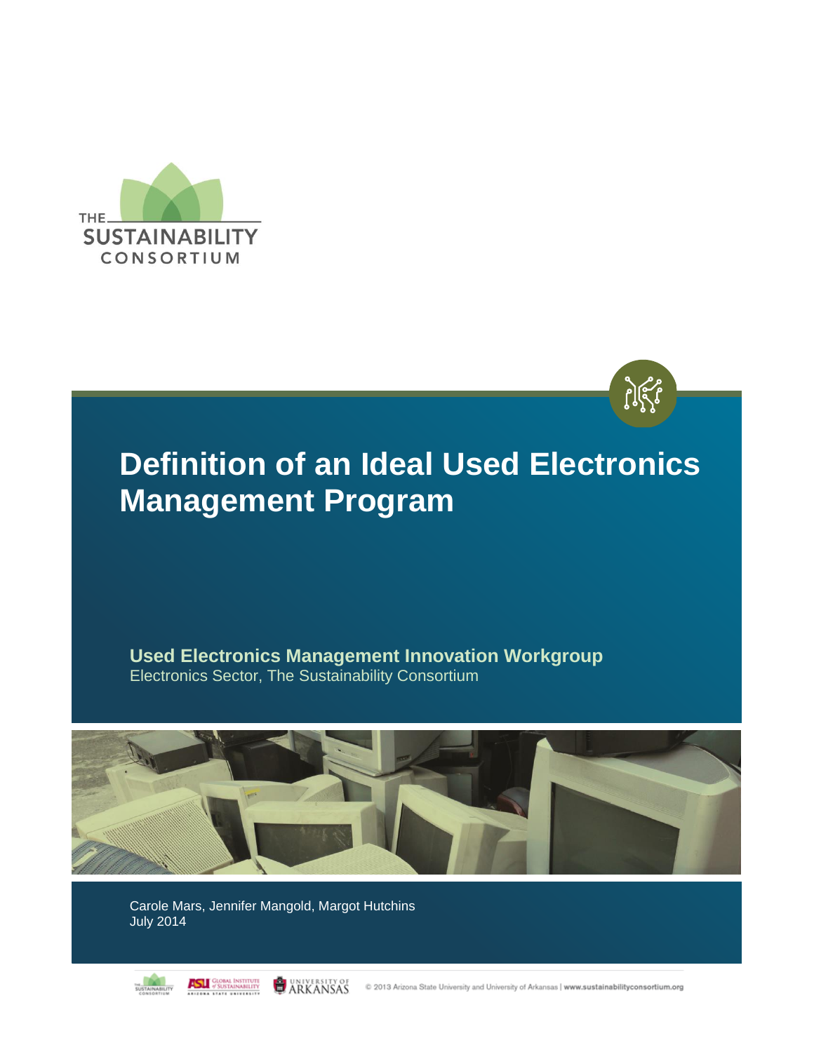THE SUSTAINABILITY CONSORTIUM

# Definition of an Ideal Used Electronics Management Program

**Used Electronics Management Innovation Workgroup**
Electronics Sector, The Sustainability Consortium

Carole Mars, Jennifer Mangold, Margot Hutchins
July 2014

© 2013 Arizona State University and University of Arkansas | www.sustainabilityconsortium.org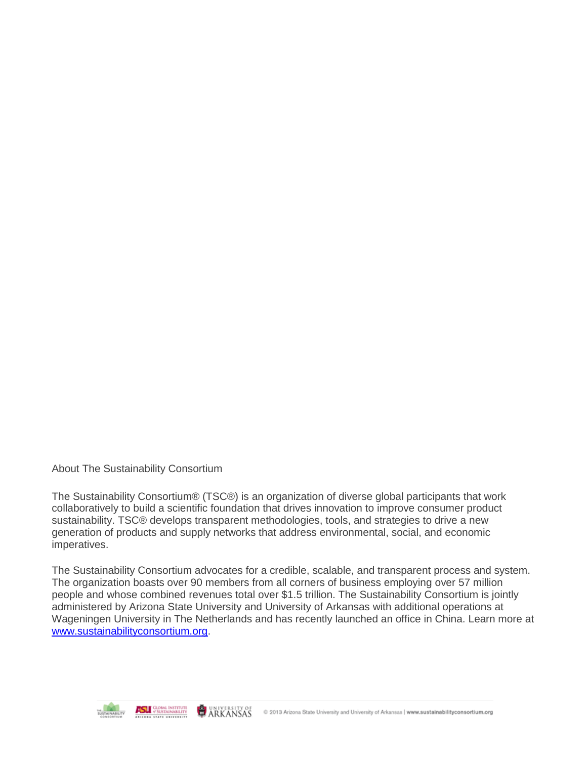About The Sustainability Consortium

The Sustainability Consortium® (TSC®) is an organization of diverse global participants that work collaboratively to build a scientific foundation that drives innovation to improve consumer product sustainability. TSC® develops transparent methodologies, tools, and strategies to drive a new generation of products and supply networks that address environmental, social, and economic imperatives.

The Sustainability Consortium advocates for a credible, scalable, and transparent process and system. The organization boasts over 90 members from all corners of business employing over 57 million people and whose combined revenues total over $1.5 trillion. The Sustainability Consortium is jointly administered by Arizona State University and University of Arkansas with additional operations at Wageningen University in The Netherlands and has recently launched an office in China. Learn more at [www.sustainabilityconsortium.org](http://www.sustainabilityconsortium.org).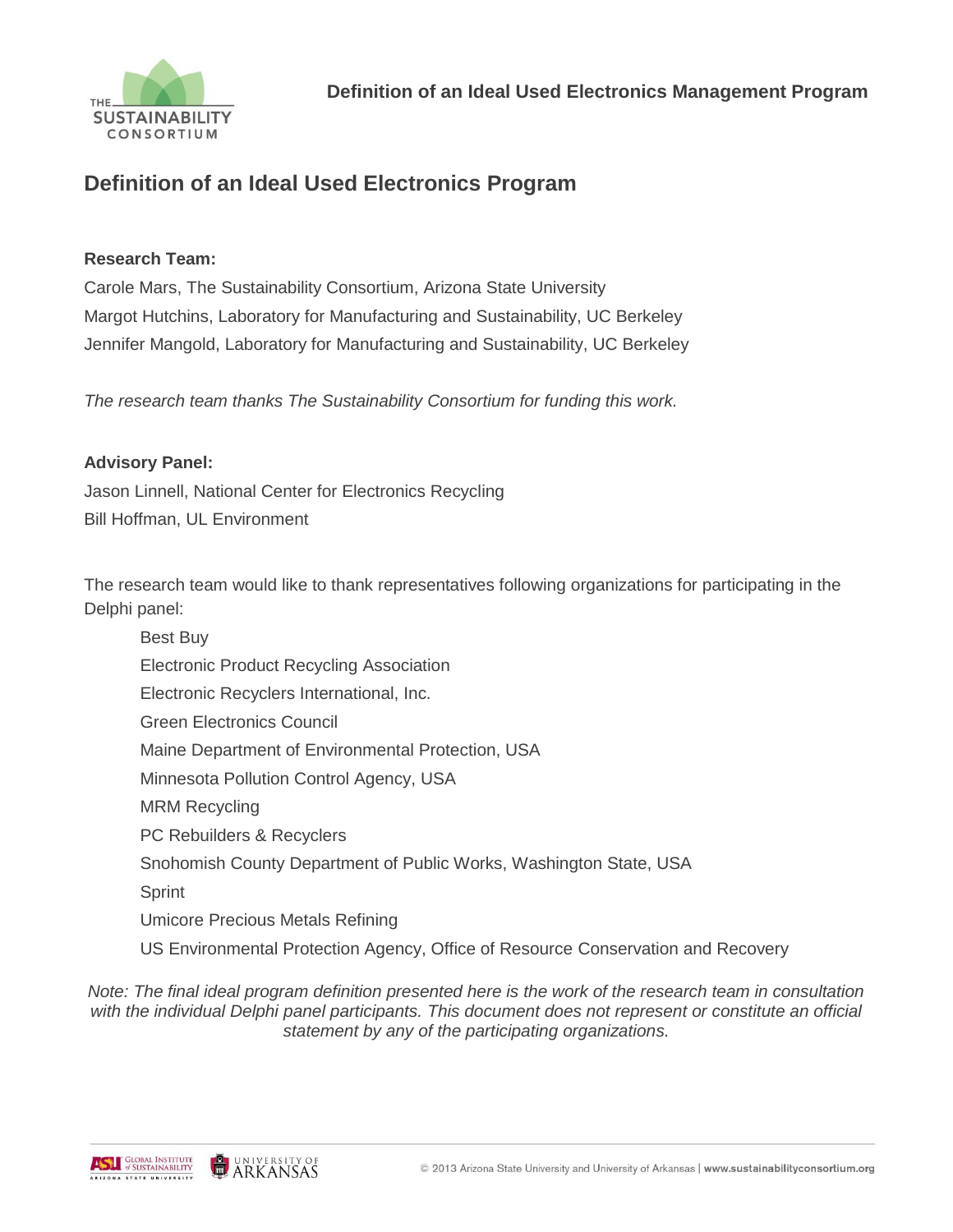# Definition of an Ideal Used Electronics Program

**Research Team:**

Carole Mars, The Sustainability Consortium, Arizona State University
Margot Hutchins, Laboratory for Manufacturing and Sustainability, UC Berkeley
Jennifer Mangold, Laboratory for Manufacturing and Sustainability, UC Berkeley

*The research team thanks The Sustainability Consortium for funding this work.*

**Advisory Panel:**

Jason Linnell, National Center for Electronics Recycling
Bill Hoffman, UL Environment

The research team would like to thank representatives following organizations for participating in the Delphi panel:

- Best Buy
- Electronic Product Recycling Association
- Electronic Recyclers International, Inc.
- Green Electronics Council
- Maine Department of Environmental Protection, USA
- Minnesota Pollution Control Agency, USA
- MRM Recycling
- PC Rebuilders & Recyclers
- Snohomish County Department of Public Works, Washington State, USA
- Sprint
- Umicore Precious Metals Refining
- US Environmental Protection Agency, Office of Resource Conservation and Recovery

*Note: The final ideal program definition presented here is the work of the research team in consultation with the individual Delphi panel participants. This document does not represent or constitute an official statement by any of the participating organizations.*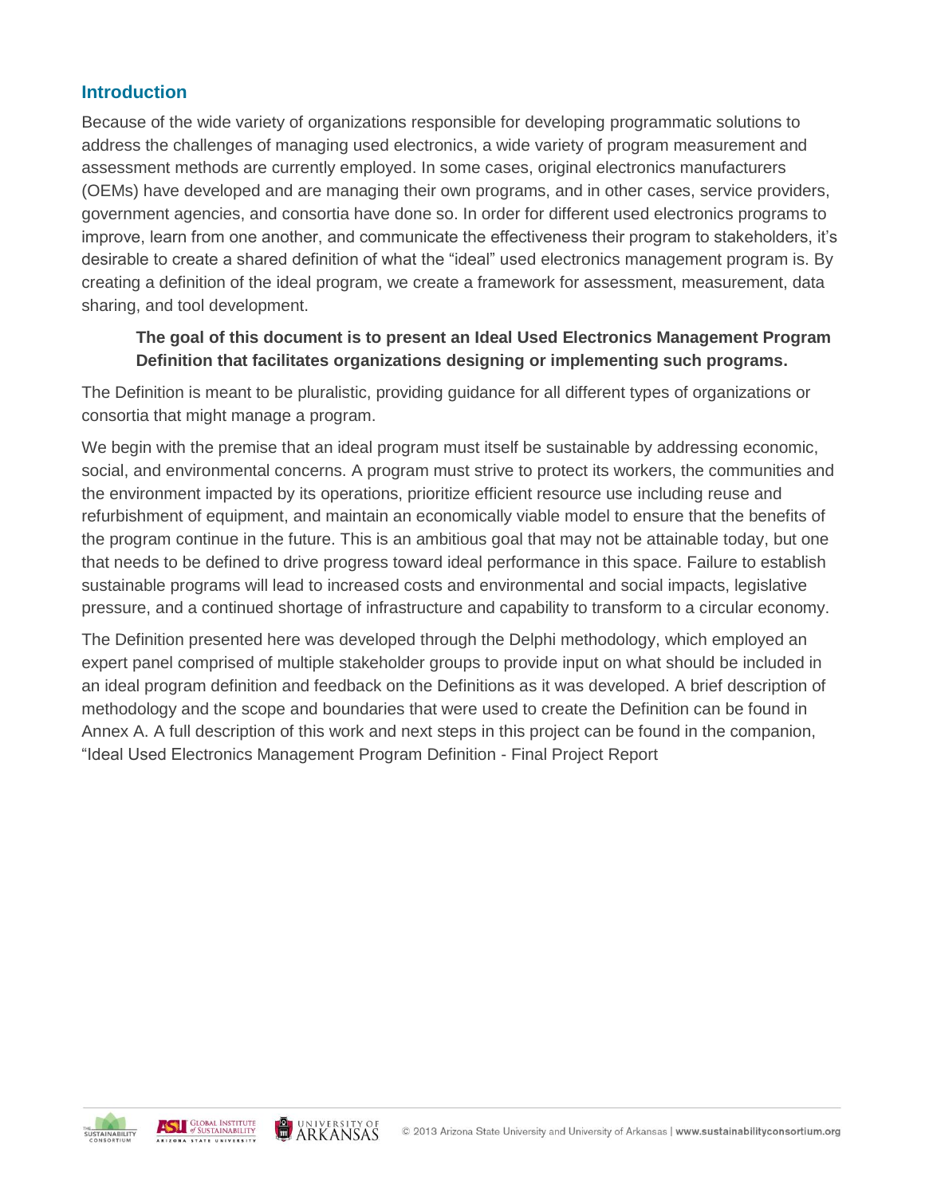## Introduction

Because of the wide variety of organizations responsible for developing programmatic solutions to address the challenges of managing used electronics, a wide variety of program measurement and assessment methods are currently employed. In some cases, original electronics manufacturers (OEMs) have developed and are managing their own programs, and in other cases, service providers, government agencies, and consortia have done so. In order for different used electronics programs to improve, learn from one another, and communicate the effectiveness their program to stakeholders, it's desirable to create a shared definition of what the "ideal" used electronics management program is. By creating a definition of the ideal program, we create a framework for assessment, measurement, data sharing, and tool development.

> **The goal of this document is to present an Ideal Used Electronics Management Program Definition that facilitates organizations designing or implementing such programs.**

The Definition is meant to be pluralistic, providing guidance for all different types of organizations or consortia that might manage a program.

We begin with the premise that an ideal program must itself be sustainable by addressing economic, social, and environmental concerns. A program must strive to protect its workers, the communities and the environment impacted by its operations, prioritize efficient resource use including reuse and refurbishment of equipment, and maintain an economically viable model to ensure that the benefits of the program continue in the future. This is an ambitious goal that may not be attainable today, but one that needs to be defined to drive progress toward ideal performance in this space. Failure to establish sustainable programs will lead to increased costs and environmental and social impacts, legislative pressure, and a continued shortage of infrastructure and capability to transform to a circular economy.

The Definition presented here was developed through the Delphi methodology, which employed an expert panel comprised of multiple stakeholder groups to provide input on what should be included in an ideal program definition and feedback on the Definitions as it was developed. A brief description of methodology and the scope and boundaries that were used to create the Definition can be found in Annex A. A full description of this work and next steps in this project can be found in the companion, "Ideal Used Electronics Management Program Definition - Final Project Report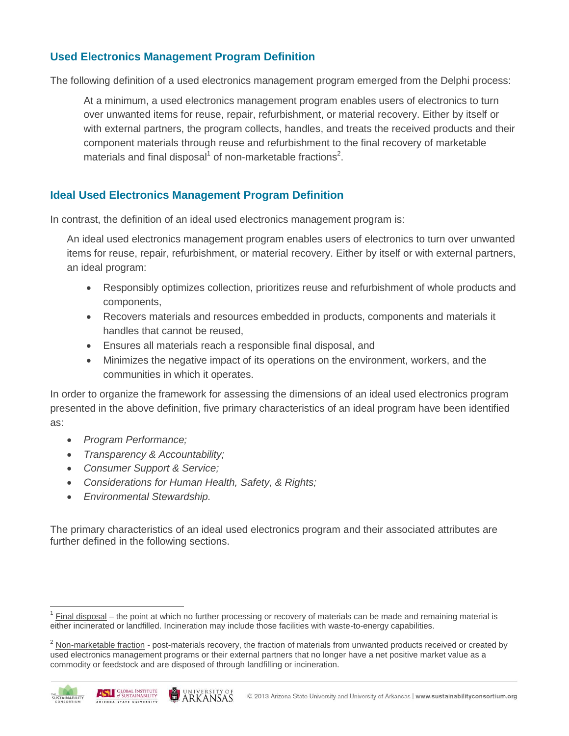## Used Electronics Management Program Definition

The following definition of a used electronics management program emerged from the Delphi process:

> At a minimum, a used electronics management program enables users of electronics to turn over unwanted items for reuse, repair, refurbishment, or material recovery. Either by itself or with external partners, the program collects, handles, and treats the received products and their component materials through reuse and refurbishment to the final recovery of marketable materials and final disposal[1] of non-marketable fractions[2].

## Ideal Used Electronics Management Program Definition

In contrast, the definition of an ideal used electronics management program is:

> An ideal used electronics management program enables users of electronics to turn over unwanted items for reuse, repair, refurbishment, or material recovery. Either by itself or with external partners, an ideal program:
>
> - Responsibly optimizes collection, prioritizes reuse and refurbishment of whole products and components,
> - Recovers materials and resources embedded in products, components and materials it handles that cannot be reused,
> - Ensures all materials reach a responsible final disposal, and
> - Minimizes the negative impact of its operations on the environment, workers, and the communities in which it operates.

In order to organize the framework for assessing the dimensions of an ideal used electronics program presented in the above definition, five primary characteristics of an ideal program have been identified as:

- *Program Performance;*
- *Transparency & Accountability;*
- *Consumer Support & Service;*
- *Considerations for Human Health, Safety, & Rights;*
- *Environmental Stewardship.*

The primary characteristics of an ideal used electronics program and their associated attributes are further defined in the following sections.

---

[1] Final disposal – the point at which no further processing or recovery of materials can be made and remaining material is either incinerated or landfilled. Incineration may include those facilities with waste-to-energy capabilities.

[2] Non-marketable fraction - post-materials recovery, the fraction of materials from unwanted products received or created by used electronics management programs or their external partners that no longer have a net positive market value as a commodity or feedstock and are disposed of through landfilling or incineration.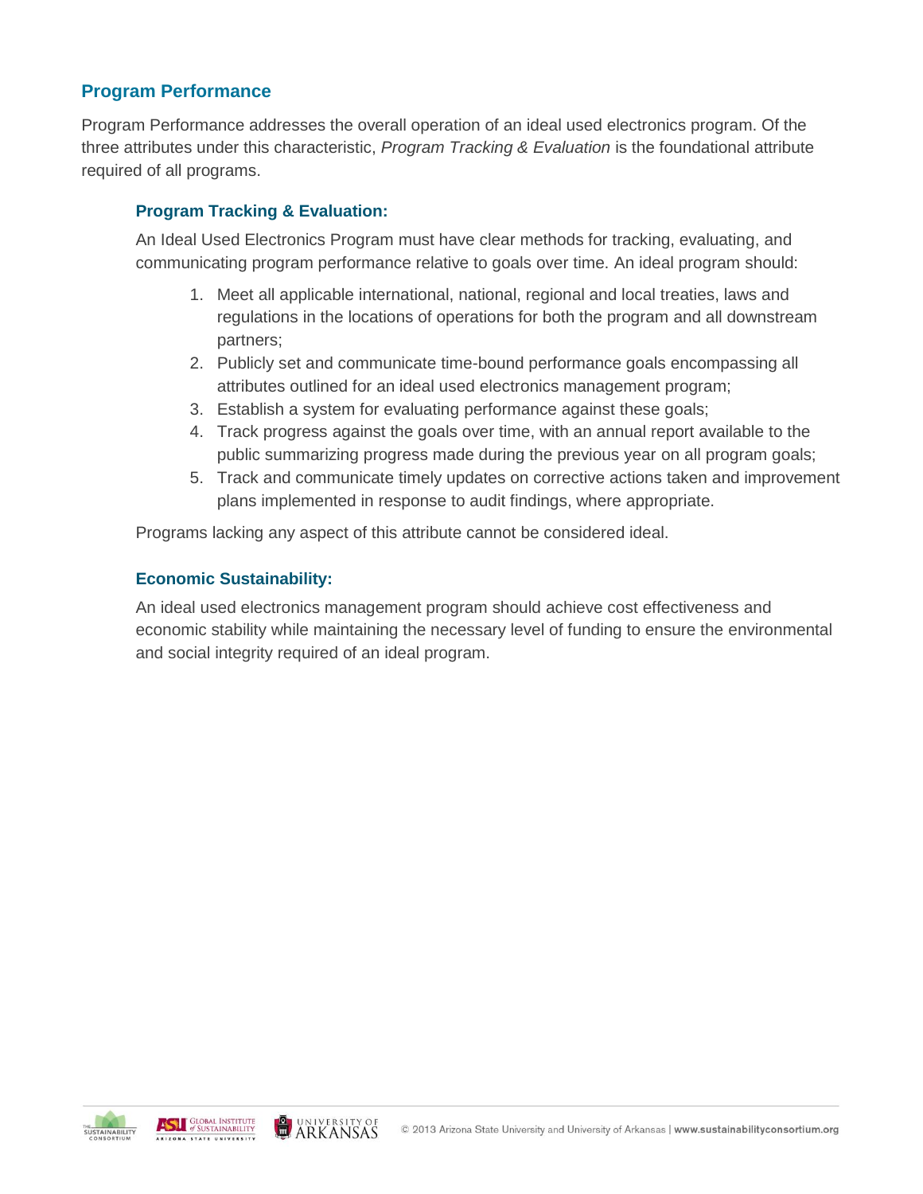## Program Performance

Program Performance addresses the overall operation of an ideal used electronics program. Of the three attributes under this characteristic, *Program Tracking & Evaluation* is the foundational attribute required of all programs.

### Program Tracking & Evaluation:

An Ideal Used Electronics Program must have clear methods for tracking, evaluating, and communicating program performance relative to goals over time. An ideal program should:

1. Meet all applicable international, national, regional and local treaties, laws and regulations in the locations of operations for both the program and all downstream partners;
2. Publicly set and communicate time-bound performance goals encompassing all attributes outlined for an ideal used electronics management program;
3. Establish a system for evaluating performance against these goals;
4. Track progress against the goals over time, with an annual report available to the public summarizing progress made during the previous year on all program goals;
5. Track and communicate timely updates on corrective actions taken and improvement plans implemented in response to audit findings, where appropriate.

Programs lacking any aspect of this attribute cannot be considered ideal.

### Economic Sustainability:

An ideal used electronics management program should achieve cost effectiveness and economic stability while maintaining the necessary level of funding to ensure the environmental and social integrity required of an ideal program.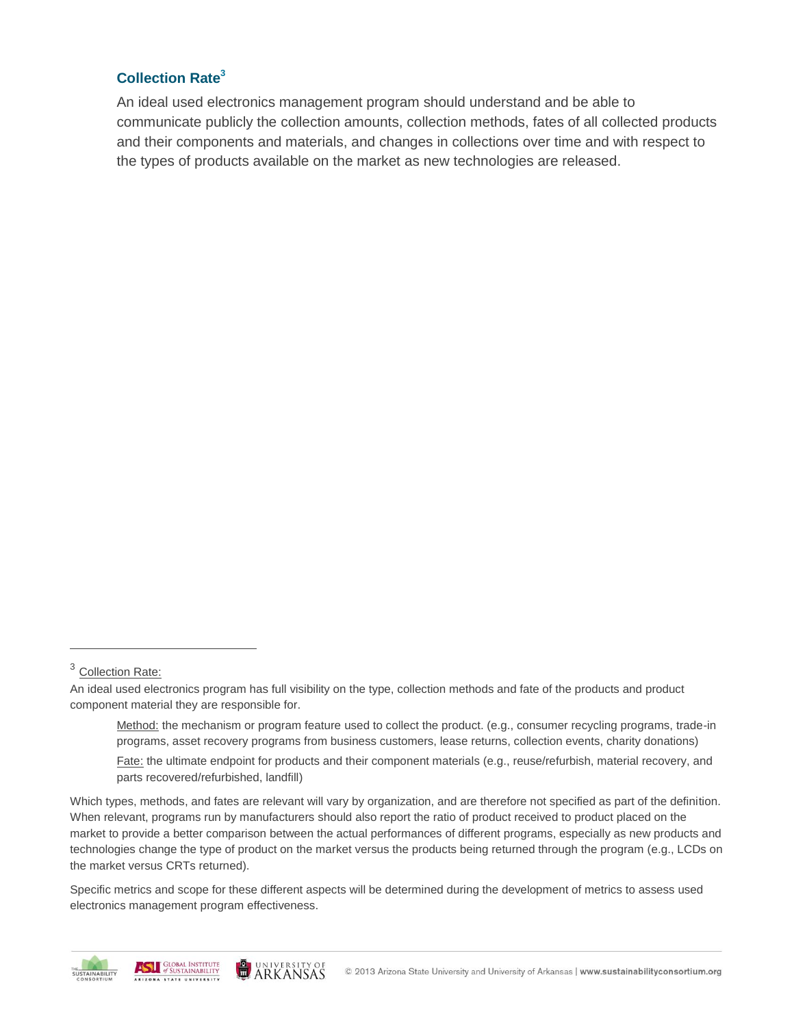### Collection Rate[3]

An ideal used electronics management program should understand and be able to communicate publicly the collection amounts, collection methods, fates of all collected products and their components and materials, and changes in collections over time and with respect to the types of products available on the market as new technologies are released.

---

[3] Collection Rate:

An ideal used electronics program has full visibility on the type, collection methods and fate of the products and product component material they are responsible for.

> Method: the mechanism or program feature used to collect the product. (e.g., consumer recycling programs, trade-in programs, asset recovery programs from business customers, lease returns, collection events, charity donations)
>
> Fate: the ultimate endpoint for products and their component materials (e.g., reuse/refurbish, material recovery, and parts recovered/refurbished, landfill)

Which types, methods, and fates are relevant will vary by organization, and are therefore not specified as part of the definition. When relevant, programs run by manufacturers should also report the ratio of product received to product placed on the market to provide a better comparison between the actual performances of different programs, especially as new products and technologies change the type of product on the market versus the products being returned through the program (e.g., LCDs on the market versus CRTs returned).

Specific metrics and scope for these different aspects will be determined during the development of metrics to assess used electronics management program effectiveness.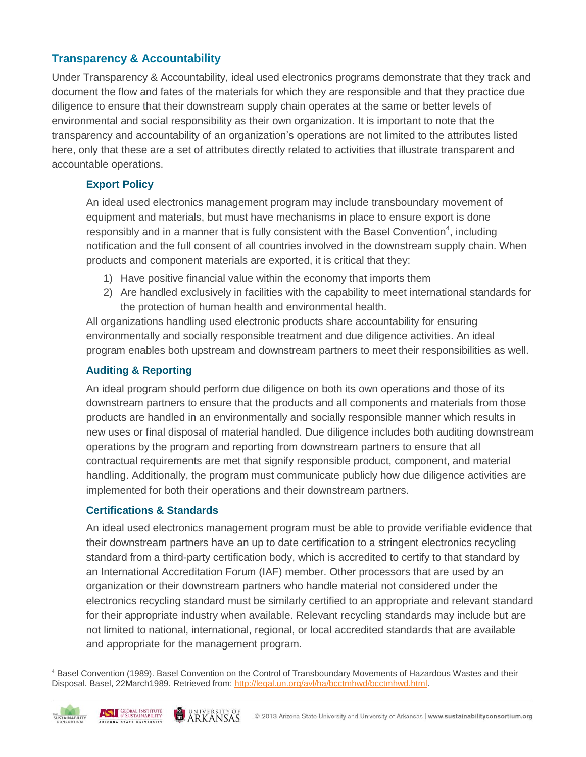## Transparency & Accountability

Under Transparency & Accountability, ideal used electronics programs demonstrate that they track and document the flow and fates of the materials for which they are responsible and that they practice due diligence to ensure that their downstream supply chain operates at the same or better levels of environmental and social responsibility as their own organization. It is important to note that the transparency and accountability of an organization's operations are not limited to the attributes listed here, only that these are a set of attributes directly related to activities that illustrate transparent and accountable operations.

### Export Policy

An ideal used electronics management program may include transboundary movement of equipment and materials, but must have mechanisms in place to ensure export is done responsibly and in a manner that is fully consistent with the Basel Convention[4], including notification and the full consent of all countries involved in the downstream supply chain. When products and component materials are exported, it is critical that they:

1) Have positive financial value within the economy that imports them
2) Are handled exclusively in facilities with the capability to meet international standards for the protection of human health and environmental health.

All organizations handling used electronic products share accountability for ensuring environmentally and socially responsible treatment and due diligence activities. An ideal program enables both upstream and downstream partners to meet their responsibilities as well.

### Auditing & Reporting

An ideal program should perform due diligence on both its own operations and those of its downstream partners to ensure that the products and all components and materials from those products are handled in an environmentally and socially responsible manner which results in new uses or final disposal of material handled. Due diligence includes both auditing downstream operations by the program and reporting from downstream partners to ensure that all contractual requirements are met that signify responsible product, component, and material handling. Additionally, the program must communicate publicly how due diligence activities are implemented for both their operations and their downstream partners.

### Certifications & Standards

An ideal used electronics management program must be able to provide verifiable evidence that their downstream partners have an up to date certification to a stringent electronics recycling standard from a third-party certification body, which is accredited to certify to that standard by an International Accreditation Forum (IAF) member. Other processors that are used by an organization or their downstream partners who handle material not considered under the electronics recycling standard must be similarly certified to an appropriate and relevant standard for their appropriate industry when available. Relevant recycling standards may include but are not limited to national, international, regional, or local accredited standards that are available and appropriate for the management program.

[4] Basel Convention (1989). Basel Convention on the Control of Transboundary Movements of Hazardous Wastes and their Disposal. Basel, 22March1989. Retrieved from: http://legal.un.org/avl/ha/bcctmhwd/bcctmhwd.html.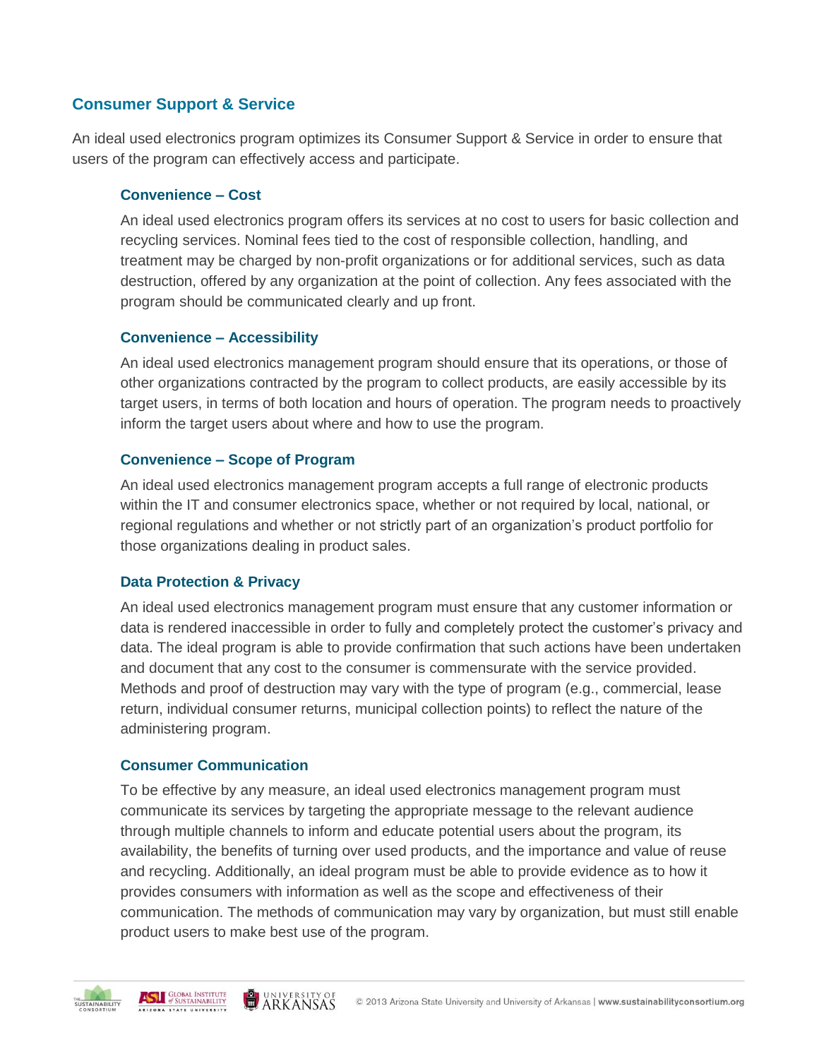## Consumer Support & Service

An ideal used electronics program optimizes its Consumer Support & Service in order to ensure that users of the program can effectively access and participate.

### Convenience – Cost

An ideal used electronics program offers its services at no cost to users for basic collection and recycling services. Nominal fees tied to the cost of responsible collection, handling, and treatment may be charged by non-profit organizations or for additional services, such as data destruction, offered by any organization at the point of collection. Any fees associated with the program should be communicated clearly and up front.

### Convenience – Accessibility

An ideal used electronics management program should ensure that its operations, or those of other organizations contracted by the program to collect products, are easily accessible by its target users, in terms of both location and hours of operation. The program needs to proactively inform the target users about where and how to use the program.

### Convenience – Scope of Program

An ideal used electronics management program accepts a full range of electronic products within the IT and consumer electronics space, whether or not required by local, national, or regional regulations and whether or not strictly part of an organization's product portfolio for those organizations dealing in product sales.

### Data Protection & Privacy

An ideal used electronics management program must ensure that any customer information or data is rendered inaccessible in order to fully and completely protect the customer's privacy and data. The ideal program is able to provide confirmation that such actions have been undertaken and document that any cost to the consumer is commensurate with the service provided. Methods and proof of destruction may vary with the type of program (e.g., commercial, lease return, individual consumer returns, municipal collection points) to reflect the nature of the administering program.

### Consumer Communication

To be effective by any measure, an ideal used electronics management program must communicate its services by targeting the appropriate message to the relevant audience through multiple channels to inform and educate potential users about the program, its availability, the benefits of turning over used products, and the importance and value of reuse and recycling. Additionally, an ideal program must be able to provide evidence as to how it provides consumers with information as well as the scope and effectiveness of their communication. The methods of communication may vary by organization, but must still enable product users to make best use of the program.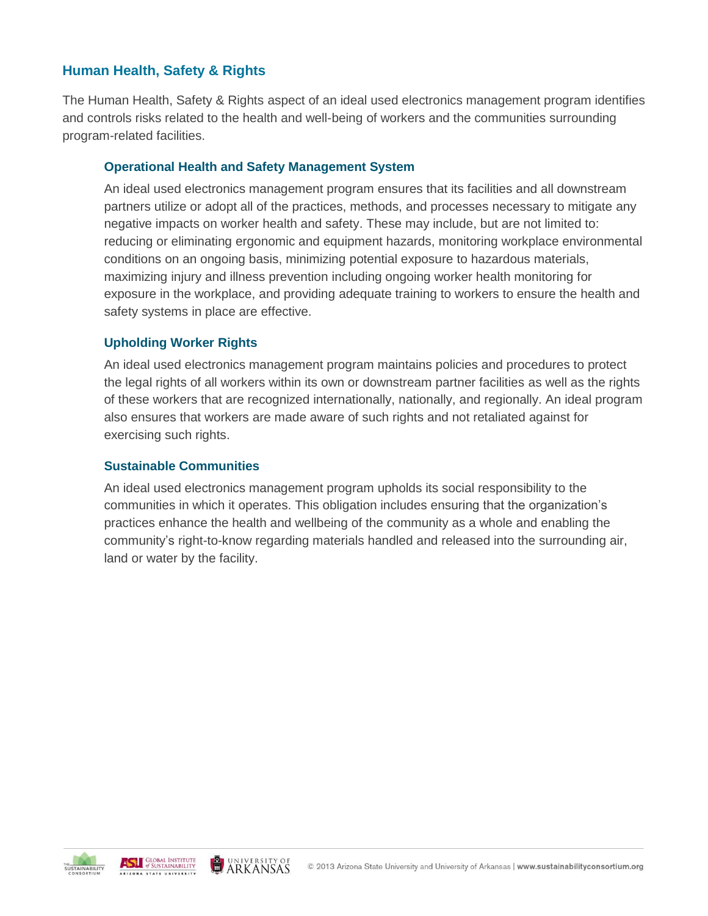## Human Health, Safety & Rights

The Human Health, Safety & Rights aspect of an ideal used electronics management program identifies and controls risks related to the health and well-being of workers and the communities surrounding program-related facilities.

### Operational Health and Safety Management System

An ideal used electronics management program ensures that its facilities and all downstream partners utilize or adopt all of the practices, methods, and processes necessary to mitigate any negative impacts on worker health and safety. These may include, but are not limited to: reducing or eliminating ergonomic and equipment hazards, monitoring workplace environmental conditions on an ongoing basis, minimizing potential exposure to hazardous materials, maximizing injury and illness prevention including ongoing worker health monitoring for exposure in the workplace, and providing adequate training to workers to ensure the health and safety systems in place are effective.

### Upholding Worker Rights

An ideal used electronics management program maintains policies and procedures to protect the legal rights of all workers within its own or downstream partner facilities as well as the rights of these workers that are recognized internationally, nationally, and regionally. An ideal program also ensures that workers are made aware of such rights and not retaliated against for exercising such rights.

### Sustainable Communities

An ideal used electronics management program upholds its social responsibility to the communities in which it operates. This obligation includes ensuring that the organization's practices enhance the health and wellbeing of the community as a whole and enabling the community's right-to-know regarding materials handled and released into the surrounding air, land or water by the facility.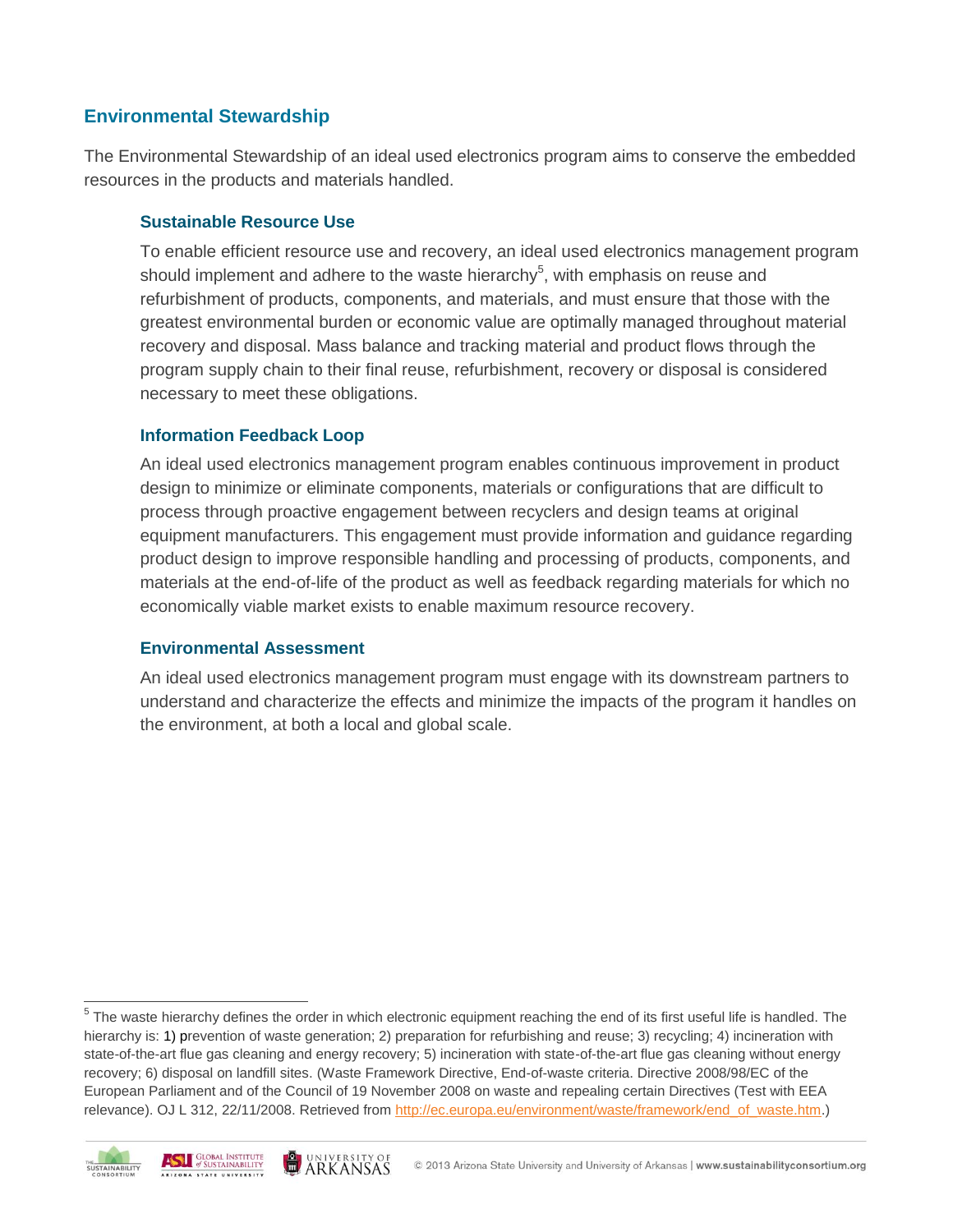## Environmental Stewardship

The Environmental Stewardship of an ideal used electronics program aims to conserve the embedded resources in the products and materials handled.

### Sustainable Resource Use

To enable efficient resource use and recovery, an ideal used electronics management program should implement and adhere to the waste hierarchy[5], with emphasis on reuse and refurbishment of products, components, and materials, and must ensure that those with the greatest environmental burden or economic value are optimally managed throughout material recovery and disposal. Mass balance and tracking material and product flows through the program supply chain to their final reuse, refurbishment, recovery or disposal is considered necessary to meet these obligations.

### Information Feedback Loop

An ideal used electronics management program enables continuous improvement in product design to minimize or eliminate components, materials or configurations that are difficult to process through proactive engagement between recyclers and design teams at original equipment manufacturers. This engagement must provide information and guidance regarding product design to improve responsible handling and processing of products, components, and materials at the end-of-life of the product as well as feedback regarding materials for which no economically viable market exists to enable maximum resource recovery.

### Environmental Assessment

An ideal used electronics management program must engage with its downstream partners to understand and characterize the effects and minimize the impacts of the program it handles on the environment, at both a local and global scale.

---

[5] The waste hierarchy defines the order in which electronic equipment reaching the end of its first useful life is handled. The hierarchy is: 1) prevention of waste generation; 2) preparation for refurbishing and reuse; 3) recycling; 4) incineration with state-of-the-art flue gas cleaning and energy recovery; 5) incineration with state-of-the-art flue gas cleaning without energy recovery; 6) disposal on landfill sites. (Waste Framework Directive, End-of-waste criteria. Directive 2008/98/EC of the European Parliament and of the Council of 19 November 2008 on waste and repealing certain Directives (Test with EEA relevance). OJ L 312, 22/11/2008. Retrieved from http://ec.europa.eu/environment/waste/framework/end_of_waste.htm.)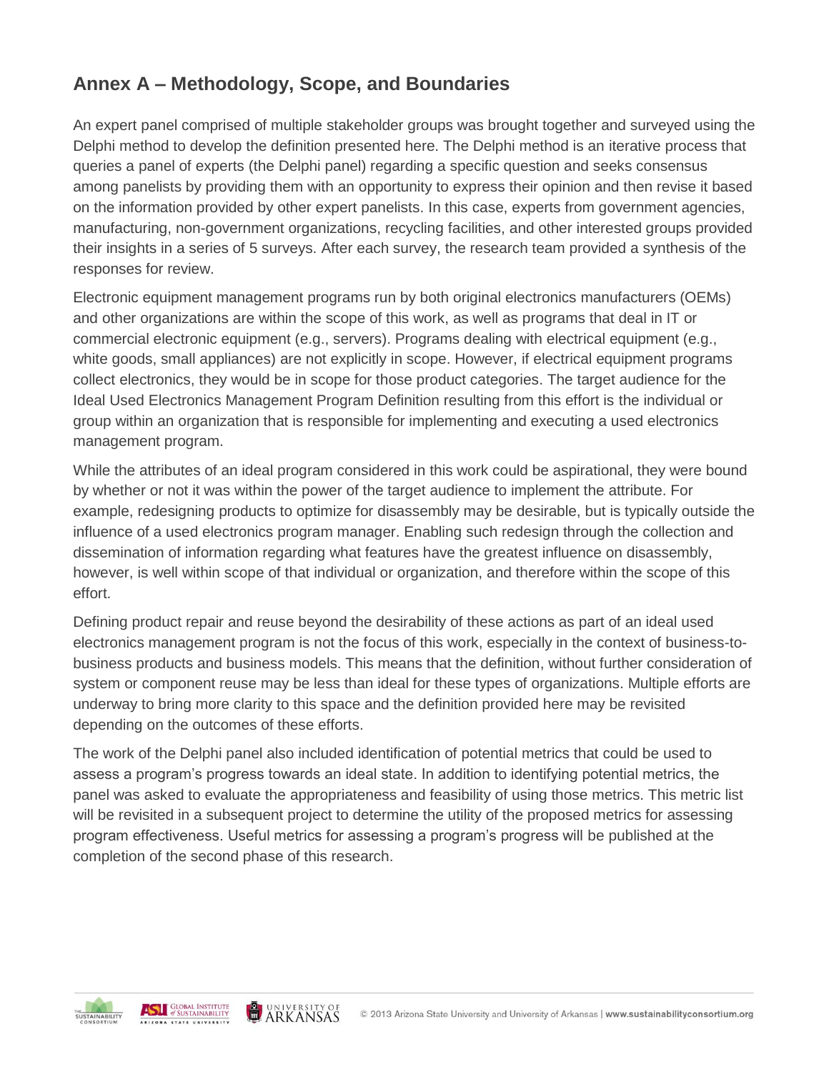## Annex A – Methodology, Scope, and Boundaries

An expert panel comprised of multiple stakeholder groups was brought together and surveyed using the Delphi method to develop the definition presented here. The Delphi method is an iterative process that queries a panel of experts (the Delphi panel) regarding a specific question and seeks consensus among panelists by providing them with an opportunity to express their opinion and then revise it based on the information provided by other expert panelists. In this case, experts from government agencies, manufacturing, non-government organizations, recycling facilities, and other interested groups provided their insights in a series of 5 surveys. After each survey, the research team provided a synthesis of the responses for review.

Electronic equipment management programs run by both original electronics manufacturers (OEMs) and other organizations are within the scope of this work, as well as programs that deal in IT or commercial electronic equipment (e.g., servers). Programs dealing with electrical equipment (e.g., white goods, small appliances) are not explicitly in scope. However, if electrical equipment programs collect electronics, they would be in scope for those product categories. The target audience for the Ideal Used Electronics Management Program Definition resulting from this effort is the individual or group within an organization that is responsible for implementing and executing a used electronics management program.

While the attributes of an ideal program considered in this work could be aspirational, they were bound by whether or not it was within the power of the target audience to implement the attribute. For example, redesigning products to optimize for disassembly may be desirable, but is typically outside the influence of a used electronics program manager. Enabling such redesign through the collection and dissemination of information regarding what features have the greatest influence on disassembly, however, is well within scope of that individual or organization, and therefore within the scope of this effort.

Defining product repair and reuse beyond the desirability of these actions as part of an ideal used electronics management program is not the focus of this work, especially in the context of business-to-business products and business models. This means that the definition, without further consideration of system or component reuse may be less than ideal for these types of organizations. Multiple efforts are underway to bring more clarity to this space and the definition provided here may be revisited depending on the outcomes of these efforts.

The work of the Delphi panel also included identification of potential metrics that could be used to assess a program's progress towards an ideal state. In addition to identifying potential metrics, the panel was asked to evaluate the appropriateness and feasibility of using those metrics. This metric list will be revisited in a subsequent project to determine the utility of the proposed metrics for assessing program effectiveness. Useful metrics for assessing a program's progress will be published at the completion of the second phase of this research.